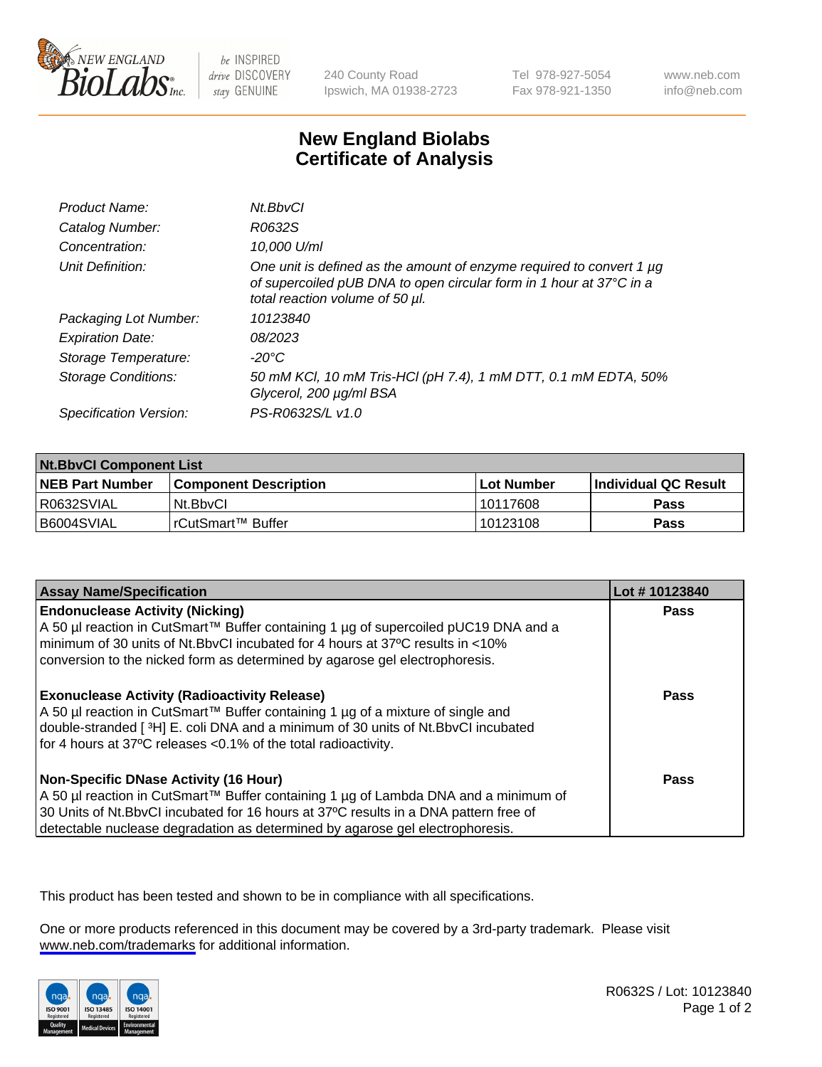# New England Biolabs Certificate of Analysis

240 County Road
Ipswich, MA 01938-2723

Tel 978-927-5054
Fax 978-921-1350

www.neb.com
info@neb.com

| | |
|---|---|
| *Product Name:* | *Nt.BbvCI* |
| *Catalog Number:* | *R0632S* |
| *Concentration:* | *10,000 U/ml* |
| *Unit Definition:* | *One unit is defined as the amount of enzyme required to convert 1 µg of supercoiled pUB DNA to open circular form in 1 hour at 37°C in a total reaction volume of 50 µl.* |
| *Packaging Lot Number:* | *10123840* |
| *Expiration Date:* | *08/2023* |
| *Storage Temperature:* | *-20°C* |
| *Storage Conditions:* | *50 mM KCl, 10 mM Tris-HCl (pH 7.4), 1 mM DTT, 0.1 mM EDTA, 50% Glycerol, 200 µg/ml BSA* |
| *Specification Version:* | *PS-R0632S/L v1.0* |

| **Nt.BbvCI Component List** | | | |
|---|---|---|---|
| **NEB Part Number** | **Component Description** | **Lot Number** | **Individual QC Result** |
| R0632SVIAL | Nt.BbvCI | 10117608 | **Pass** |
| B6004SVIAL | rCutSmart™ Buffer | 10123108 | **Pass** |

| **Assay Name/Specification** | **Lot # 10123840** |
|---|---|
| **Endonuclease Activity (Nicking)** A 50 µl reaction in CutSmart™ Buffer containing 1 µg of supercoiled pUC19 DNA and a minimum of 30 units of Nt.BbvCI incubated for 4 hours at 37ºC results in <10% conversion to the nicked form as determined by agarose gel electrophoresis. | **Pass** |
| **Exonuclease Activity (Radioactivity Release)** A 50 µl reaction in CutSmart™ Buffer containing 1 µg of a mixture of single and double-stranded [ $^3$H] E. coli DNA and a minimum of 30 units of Nt.BbvCI incubated for 4 hours at 37ºC releases <0.1% of the total radioactivity. | **Pass** |
| **Non-Specific DNase Activity (16 Hour)** A 50 µl reaction in CutSmart™ Buffer containing 1 µg of Lambda DNA and a minimum of 30 Units of Nt.BbvCI incubated for 16 hours at 37ºC results in a DNA pattern free of detectable nuclease degradation as determined by agarose gel electrophoresis. | **Pass** |

This product has been tested and shown to be in compliance with all specifications.

One or more products referenced in this document may be covered by a 3rd-party trademark. Please visit www.neb.com/trademarks for additional information.

R0632S / Lot: 10123840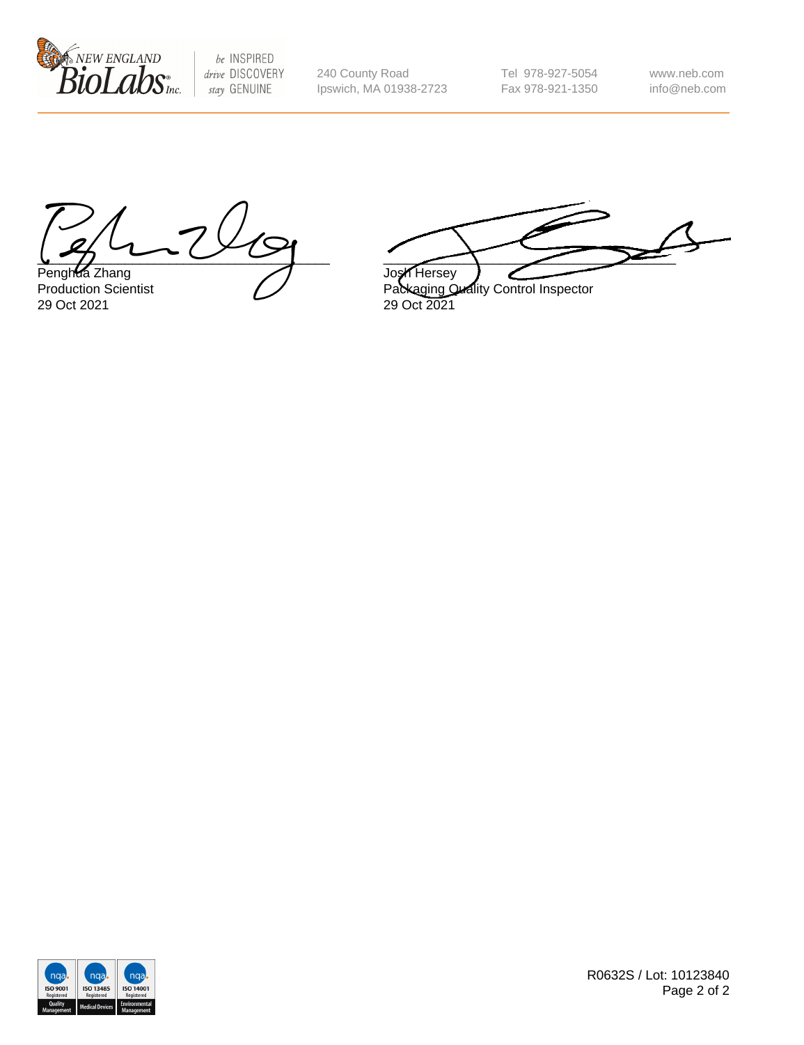NEW ENGLAND BioLabs Inc. — be INSPIRED drive DISCOVERY stay GENUINE

240 County Road
Ipswich, MA 01938-2723

Tel 978-927-5054
Fax 978-921-1350

www.neb.com
info@neb.com

Penghua Zhang
Production Scientist
29 Oct 2021

Josh Hersey
Packaging Quality Control Inspector
29 Oct 2021

ISO 9001 Registered Quality Management | ISO 13485 Registered Medical Devices | ISO 14001 Registered Environmental Management

R0632S / Lot: 10123840